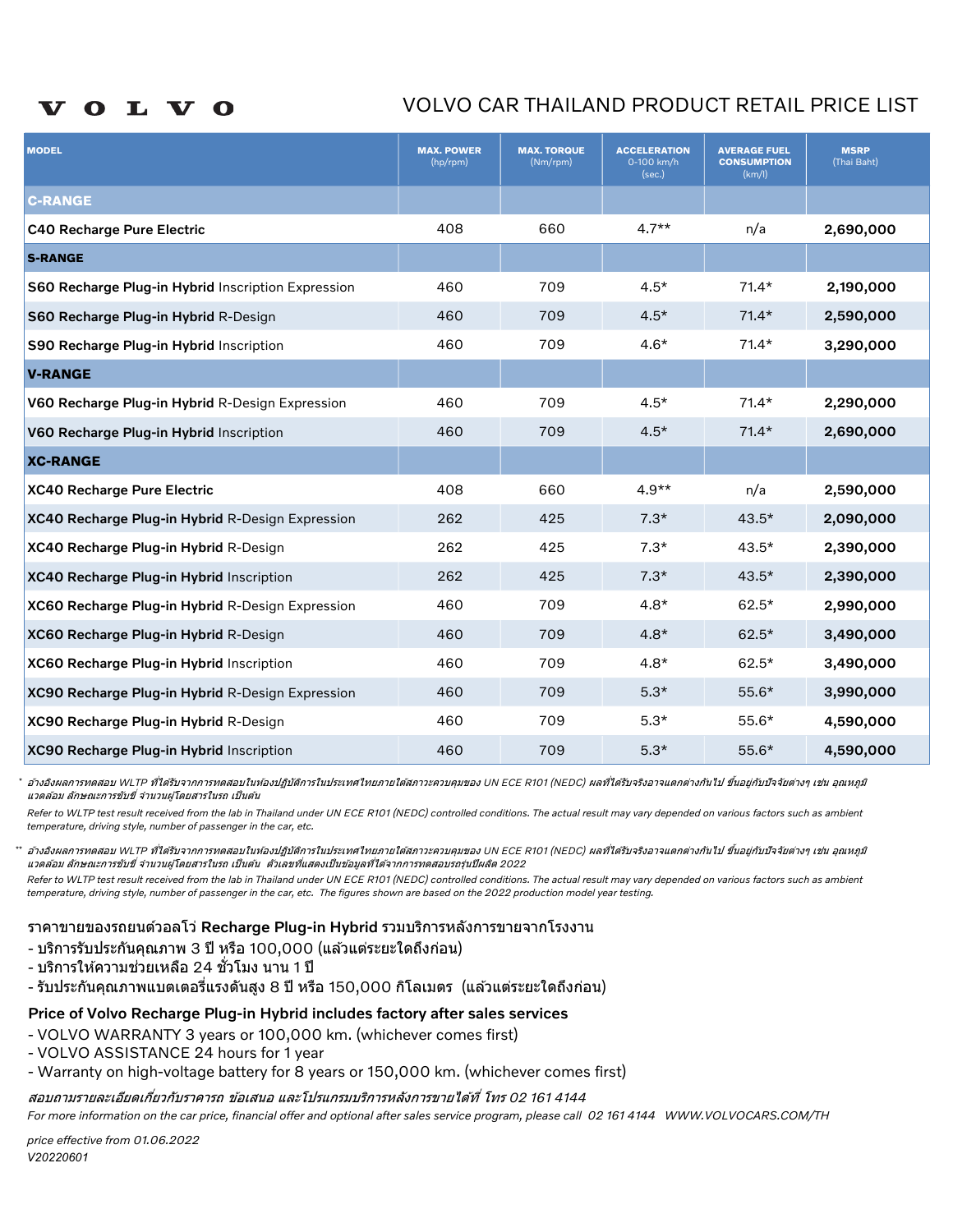# VOLVO

## VOLVO CAR THAILAND PRODUCT RETAIL PRICE LIST

| MODEL | MAX. POWER (hp/rpm) | MAX. TORQUE (Nm/rpm) | ACCELERATION 0-100 km/h (sec.) | AVERAGE FUEL CONSUMPTION (km/l) | MSRP (Thai Baht) |
|---|---|---|---|---|---|
| **C-RANGE** | | | | | |
| **C40 Recharge Pure Electric** | 408 | 660 | 4.7** | n/a | **2,690,000** |
| **S-RANGE** | | | | | |
| **S60 Recharge Plug-in Hybrid** Inscription Expression | 460 | 709 | 4.5* | 71.4* | **2,190,000** |
| **S60 Recharge Plug-in Hybrid** R-Design | 460 | 709 | 4.5* | 71.4* | **2,590,000** |
| **S90 Recharge Plug-in Hybrid** Inscription | 460 | 709 | 4.6* | 71.4* | **3,290,000** |
| **V-RANGE** | | | | | |
| **V60 Recharge Plug-in Hybrid** R-Design Expression | 460 | 709 | 4.5* | 71.4* | **2,290,000** |
| **V60 Recharge Plug-in Hybrid** Inscription | 460 | 709 | 4.5* | 71.4* | **2,690,000** |
| **XC-RANGE** | | | | | |
| **XC40 Recharge Pure Electric** | 408 | 660 | 4.9** | n/a | **2,590,000** |
| **XC40 Recharge Plug-in Hybrid** R-Design Expression | 262 | 425 | 7.3* | 43.5* | **2,090,000** |
| **XC40 Recharge Plug-in Hybrid** R-Design | 262 | 425 | 7.3* | 43.5* | **2,390,000** |
| **XC40 Recharge Plug-in Hybrid** Inscription | 262 | 425 | 7.3* | 43.5* | **2,390,000** |
| **XC60 Recharge Plug-in Hybrid** R-Design Expression | 460 | 709 | 4.8* | 62.5* | **2,990,000** |
| **XC60 Recharge Plug-in Hybrid** R-Design | 460 | 709 | 4.8* | 62.5* | **3,490,000** |
| **XC60 Recharge Plug-in Hybrid** Inscription | 460 | 709 | 4.8* | 62.5* | **3,490,000** |
| **XC90 Recharge Plug-in Hybrid** R-Design Expression | 460 | 709 | 5.3* | 55.6* | **3,990,000** |
| **XC90 Recharge Plug-in Hybrid** R-Design | 460 | 709 | 5.3* | 55.6* | **4,590,000** |
| **XC90 Recharge Plug-in Hybrid** Inscription | 460 | 709 | 5.3* | 55.6* | **4,590,000** |

\* *อ้างอิงผลการทดสอบ WLTP ที่ได้รับจากการทดสอบในห้องปฏิบัติการในประเทศไทยภายใต้สภาวะควบคุมของ UN ECE R101 (NEDC) ผลที่ได้รับจริงอาจแตกต่างกันไป ขึ้นอยู่กับปัจจัยต่างๆ เช่น อุณหภูมิแวดล้อม ลักษณะการขับขี่ จำนวนผู้โดยสารในรถ เป็นต้น*

*Refer to WLTP test result received from the lab in Thailand under UN ECE R101 (NEDC) controlled conditions. The actual result may vary depended on various factors such as ambient temperature, driving style, number of passenger in the car, etc.*

\*\* *อ้างอิงผลการทดสอบ WLTP ที่ได้รับจากการทดสอบในห้องปฏิบัติการในประเทศไทยภายใต้สภาวะควบคุมของ UN ECE R101 (NEDC) ผลที่ได้รับจริงอาจแตกต่างกันไป ขึ้นอยู่กับปัจจัยต่างๆ เช่น อุณหภูมิแวดล้อม ลักษณะการขับขี่ จำนวนผู้โดยสารในรถ เป็นต้น ตัวเลขที่แสดงเป็นข้อมูลที่ได้จากการทดสอบรถรุ่นปีผลิต 2022*

*Refer to WLTP test result received from the lab in Thailand under UN ECE R101 (NEDC) controlled conditions. The actual result may vary depended on various factors such as ambient temperature, driving style, number of passenger in the car, etc. The figures shown are based on the 2022 production model year testing.*

ราคาขายของรถยนต์วอลโว่ **Recharge Plug-in Hybrid** รวมบริการหลังการขายจากโรงงาน
- บริการรับประกันคุณภาพ 3 ปี หรือ 100,000 (แล้วแต่ระยะใดถึงก่อน)
- บริการให้ความช่วยเหลือ 24 ชั่วโมง นาน 1 ปี
- รับประกันคุณภาพแบตเตอรี่แรงดันสูง 8 ปี หรือ 150,000 กิโลเมตร (แล้วแต่ระยะใดถึงก่อน)

**Price of Volvo Recharge Plug-in Hybrid includes factory after sales services**
- VOLVO WARRANTY 3 years or 100,000 km. (whichever comes first)
- VOLVO ASSISTANCE 24 hours for 1 year
- Warranty on high-voltage battery for 8 years or 150,000 km. (whichever comes first)

*สอบถามรายละเอียดเกี่ยวกับราคารถ ข้อเสนอ และโปรแกรมบริการหลังการขายได้ที่ โทร 02 161 4144*

*For more information on the car price, financial offer and optional after sales service program, please call 02 161 4144 WWW.VOLVOCARS.COM/TH*

*price effective from 01.06.2022*
*V20220601*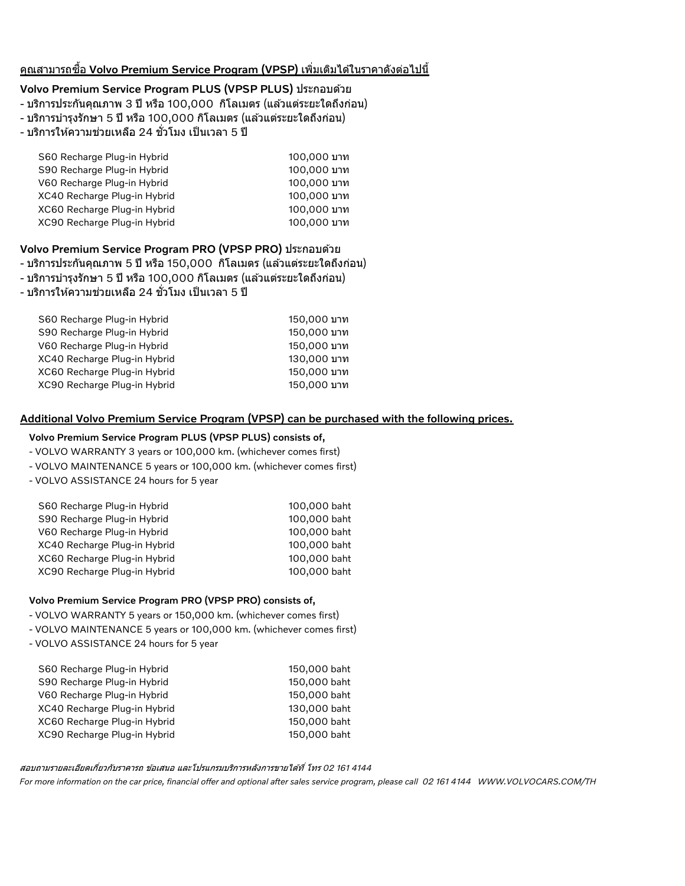**คุณสามารถซื้อ Volvo Premium Service Program (VPSP) เพิ่มเติมได้ในราคาดังต่อไปนี้**

**Volvo Premium Service Program PLUS (VPSP PLUS) ประกอบด้วย**

- บริการประกันคุณภาพ 3 ปี หรือ 100,000 กิโลเมตร (แล้วแต่ระยะใดถึงก่อน)
- บริการบำรุงรักษา 5 ปี หรือ 100,000 กิโลเมตร (แล้วแต่ระยะใดถึงก่อน)
- บริการให้ความช่วยเหลือ 24 ชั่วโมง เป็นเวลา 5 ปี

| | |
|---|---|
| S60 Recharge Plug-in Hybrid | 100,000 บาท |
| S90 Recharge Plug-in Hybrid | 100,000 บาท |
| V60 Recharge Plug-in Hybrid | 100,000 บาท |
| XC40 Recharge Plug-in Hybrid | 100,000 บาท |
| XC60 Recharge Plug-in Hybrid | 100,000 บาท |
| XC90 Recharge Plug-in Hybrid | 100,000 บาท |

**Volvo Premium Service Program PRO (VPSP PRO) ประกอบด้วย**

- บริการประกันคุณภาพ 5 ปี หรือ 150,000 กิโลเมตร (แล้วแต่ระยะใดถึงก่อน)
- บริการบำรุงรักษา 5 ปี หรือ 100,000 กิโลเมตร (แล้วแต่ระยะใดถึงก่อน)
- บริการให้ความช่วยเหลือ 24 ชั่วโมง เป็นเวลา 5 ปี

| | |
|---|---|
| S60 Recharge Plug-in Hybrid | 150,000 บาท |
| S90 Recharge Plug-in Hybrid | 150,000 บาท |
| V60 Recharge Plug-in Hybrid | 150,000 บาท |
| XC40 Recharge Plug-in Hybrid | 130,000 บาท |
| XC60 Recharge Plug-in Hybrid | 150,000 บาท |
| XC90 Recharge Plug-in Hybrid | 150,000 บาท |

**Additional Volvo Premium Service Program (VPSP) can be purchased with the following prices.**

**Volvo Premium Service Program PLUS (VPSP PLUS) consists of,**

- VOLVO WARRANTY 3 years or 100,000 km. (whichever comes first)
- VOLVO MAINTENANCE 5 years or 100,000 km. (whichever comes first)
- VOLVO ASSISTANCE 24 hours for 5 year

| | |
|---|---|
| S60 Recharge Plug-in Hybrid | 100,000 baht |
| S90 Recharge Plug-in Hybrid | 100,000 baht |
| V60 Recharge Plug-in Hybrid | 100,000 baht |
| XC40 Recharge Plug-in Hybrid | 100,000 baht |
| XC60 Recharge Plug-in Hybrid | 100,000 baht |
| XC90 Recharge Plug-in Hybrid | 100,000 baht |

**Volvo Premium Service Program PRO (VPSP PRO) consists of,**

- VOLVO WARRANTY 5 years or 150,000 km. (whichever comes first)
- VOLVO MAINTENANCE 5 years or 100,000 km. (whichever comes first)
- VOLVO ASSISTANCE 24 hours for 5 year

| | |
|---|---|
| S60 Recharge Plug-in Hybrid | 150,000 baht |
| S90 Recharge Plug-in Hybrid | 150,000 baht |
| V60 Recharge Plug-in Hybrid | 150,000 baht |
| XC40 Recharge Plug-in Hybrid | 130,000 baht |
| XC60 Recharge Plug-in Hybrid | 150,000 baht |
| XC90 Recharge Plug-in Hybrid | 150,000 baht |

*สอบถามรายละเอียดเกี่ยวกับราคารถ ข้อเสนอ และโปรแกรมบริการหลังการขายได้ที่ โทร 02 161 4144*

*For more information on the car price, financial offer and optional after sales service program, please call 02 161 4144 WWW.VOLVOCARS.COM/TH*